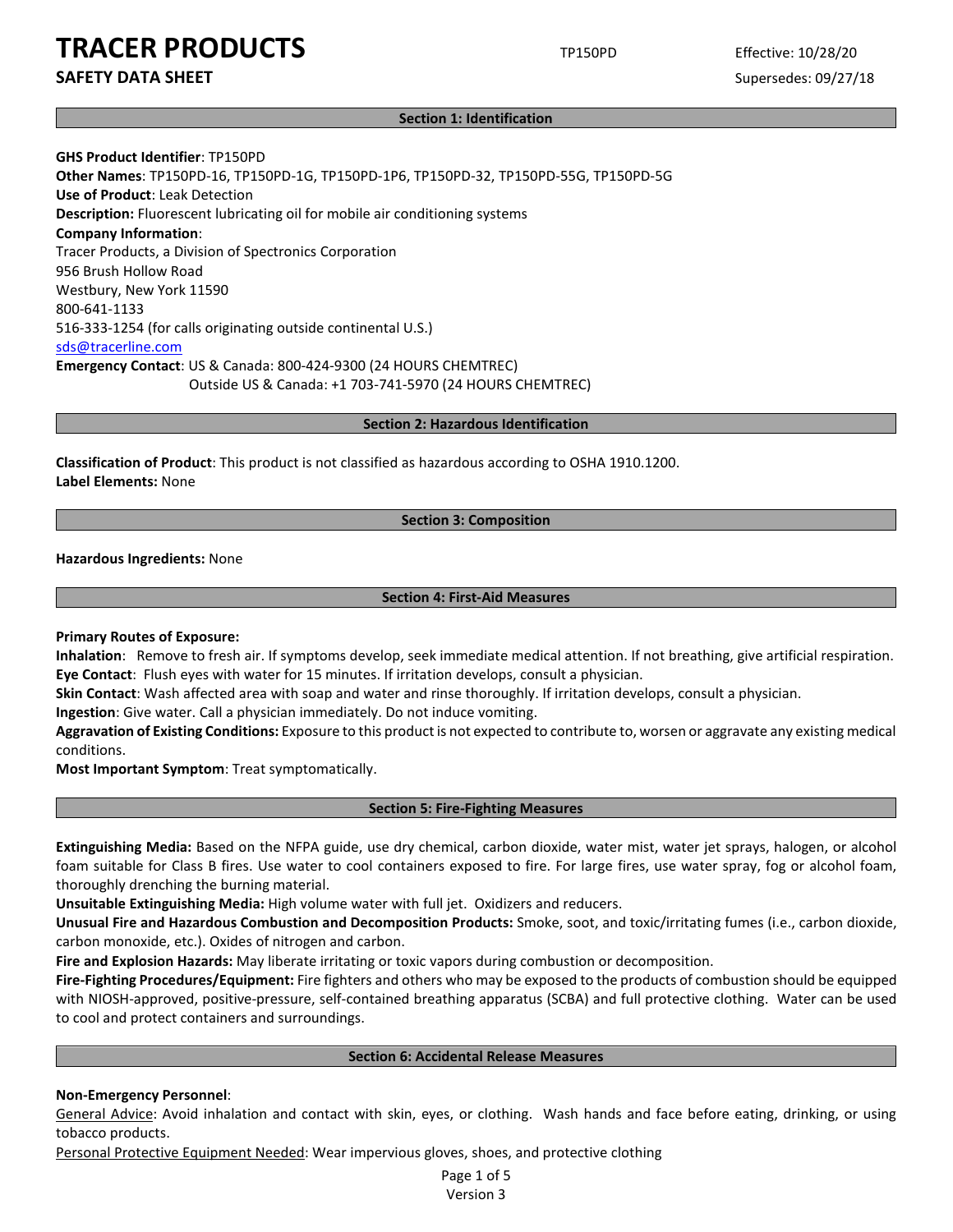# TRACER PRODUCTS

**SAFETY DATA SHEET**

TP150PD

Effective: 10/28/20

Supersedes: 09/27/18

## Section 1: Identification

**GHS Product Identifier**: TP150PD
**Other Names**: TP150PD-16, TP150PD-1G, TP150PD-1P6, TP150PD-32, TP150PD-55G, TP150PD-5G
**Use of Product**: Leak Detection
**Description:** Fluorescent lubricating oil for mobile air conditioning systems
**Company Information**:
Tracer Products, a Division of Spectronics Corporation
956 Brush Hollow Road
Westbury, New York 11590
800-641-1133
516-333-1254 (for calls originating outside continental U.S.)
sds@tracerline.com
**Emergency Contact**: US & Canada: 800-424-9300 (24 HOURS CHEMTREC)
Outside US & Canada: +1 703-741-5970 (24 HOURS CHEMTREC)

## Section 2: Hazardous Identification

**Classification of Product**: This product is not classified as hazardous according to OSHA 1910.1200.
**Label Elements:** None

## Section 3: Composition

**Hazardous Ingredients:** None

## Section 4: First-Aid Measures

**Primary Routes of Exposure:**
**Inhalation**: Remove to fresh air. If symptoms develop, seek immediate medical attention. If not breathing, give artificial respiration.
**Eye Contact**: Flush eyes with water for 15 minutes. If irritation develops, consult a physician.
**Skin Contact**: Wash affected area with soap and water and rinse thoroughly. If irritation develops, consult a physician.
**Ingestion**: Give water. Call a physician immediately. Do not induce vomiting.
**Aggravation of Existing Conditions:** Exposure to this product is not expected to contribute to, worsen or aggravate any existing medical conditions.
**Most Important Symptom**: Treat symptomatically.

## Section 5: Fire-Fighting Measures

**Extinguishing Media:** Based on the NFPA guide, use dry chemical, carbon dioxide, water mist, water jet sprays, halogen, or alcohol foam suitable for Class B fires. Use water to cool containers exposed to fire. For large fires, use water spray, fog or alcohol foam, thoroughly drenching the burning material.
**Unsuitable Extinguishing Media:** High volume water with full jet. Oxidizers and reducers.
**Unusual Fire and Hazardous Combustion and Decomposition Products:** Smoke, soot, and toxic/irritating fumes (i.e., carbon dioxide, carbon monoxide, etc.). Oxides of nitrogen and carbon.
**Fire and Explosion Hazards:** May liberate irritating or toxic vapors during combustion or decomposition.
**Fire-Fighting Procedures/Equipment:** Fire fighters and others who may be exposed to the products of combustion should be equipped with NIOSH-approved, positive-pressure, self-contained breathing apparatus (SCBA) and full protective clothing. Water can be used to cool and protect containers and surroundings.

## Section 6: Accidental Release Measures

**Non-Emergency Personnel**:
General Advice: Avoid inhalation and contact with skin, eyes, or clothing. Wash hands and face before eating, drinking, or using tobacco products.
Personal Protective Equipment Needed: Wear impervious gloves, shoes, and protective clothing

Version 3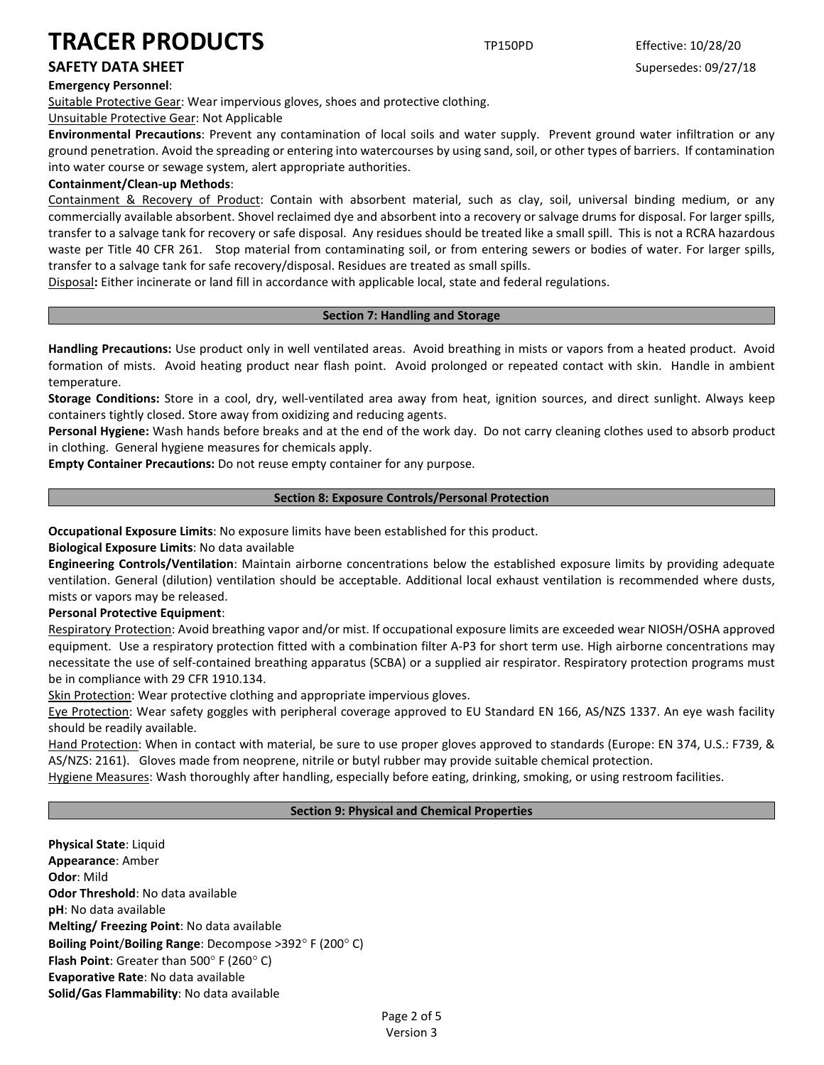**Emergency Personnel**:

Suitable Protective Gear: Wear impervious gloves, shoes and protective clothing.

Unsuitable Protective Gear: Not Applicable

**Environmental Precautions**: Prevent any contamination of local soils and water supply. Prevent ground water infiltration or any ground penetration. Avoid the spreading or entering into watercourses by using sand, soil, or other types of barriers. If contamination into water course or sewage system, alert appropriate authorities.

**Containment/Clean-up Methods**:

Containment & Recovery of Product: Contain with absorbent material, such as clay, soil, universal binding medium, or any commercially available absorbent. Shovel reclaimed dye and absorbent into a recovery or salvage drums for disposal. For larger spills, transfer to a salvage tank for recovery or safe disposal. Any residues should be treated like a small spill. This is not a RCRA hazardous waste per Title 40 CFR 261. Stop material from contaminating soil, or from entering sewers or bodies of water. For larger spills, transfer to a salvage tank for safe recovery/disposal. Residues are treated as small spills.

Disposal**:** Either incinerate or land fill in accordance with applicable local, state and federal regulations.

## Section 7: Handling and Storage

**Handling Precautions:** Use product only in well ventilated areas. Avoid breathing in mists or vapors from a heated product. Avoid formation of mists. Avoid heating product near flash point. Avoid prolonged or repeated contact with skin. Handle in ambient temperature.

**Storage Conditions:** Store in a cool, dry, well-ventilated area away from heat, ignition sources, and direct sunlight. Always keep containers tightly closed. Store away from oxidizing and reducing agents.

**Personal Hygiene:** Wash hands before breaks and at the end of the work day. Do not carry cleaning clothes used to absorb product in clothing. General hygiene measures for chemicals apply.

**Empty Container Precautions:** Do not reuse empty container for any purpose.

## Section 8: Exposure Controls/Personal Protection

**Occupational Exposure Limits**: No exposure limits have been established for this product.

**Biological Exposure Limits**: No data available

**Engineering Controls/Ventilation**: Maintain airborne concentrations below the established exposure limits by providing adequate ventilation. General (dilution) ventilation should be acceptable. Additional local exhaust ventilation is recommended where dusts, mists or vapors may be released.

**Personal Protective Equipment**:

Respiratory Protection: Avoid breathing vapor and/or mist. If occupational exposure limits are exceeded wear NIOSH/OSHA approved equipment. Use a respiratory protection fitted with a combination filter A-P3 for short term use. High airborne concentrations may necessitate the use of self-contained breathing apparatus (SCBA) or a supplied air respirator. Respiratory protection programs must be in compliance with 29 CFR 1910.134.

Skin Protection: Wear protective clothing and appropriate impervious gloves.

Eye Protection: Wear safety goggles with peripheral coverage approved to EU Standard EN 166, AS/NZS 1337. An eye wash facility should be readily available.

Hand Protection: When in contact with material, be sure to use proper gloves approved to standards (Europe: EN 374, U.S.: F739, & AS/NZS: 2161). Gloves made from neoprene, nitrile or butyl rubber may provide suitable chemical protection.

Hygiene Measures: Wash thoroughly after handling, especially before eating, drinking, smoking, or using restroom facilities.

## Section 9: Physical and Chemical Properties

**Physical State**: Liquid

**Appearance**: Amber

**Odor**: Mild

**Odor Threshold**: No data available

**pH**: No data available

**Melting/ Freezing Point**: No data available

**Boiling Point**/**Boiling Range**: Decompose >392° F (200° C)

**Flash Point**: Greater than 500° F (260° C)

**Evaporative Rate**: No data available

**Solid/Gas Flammability**: No data available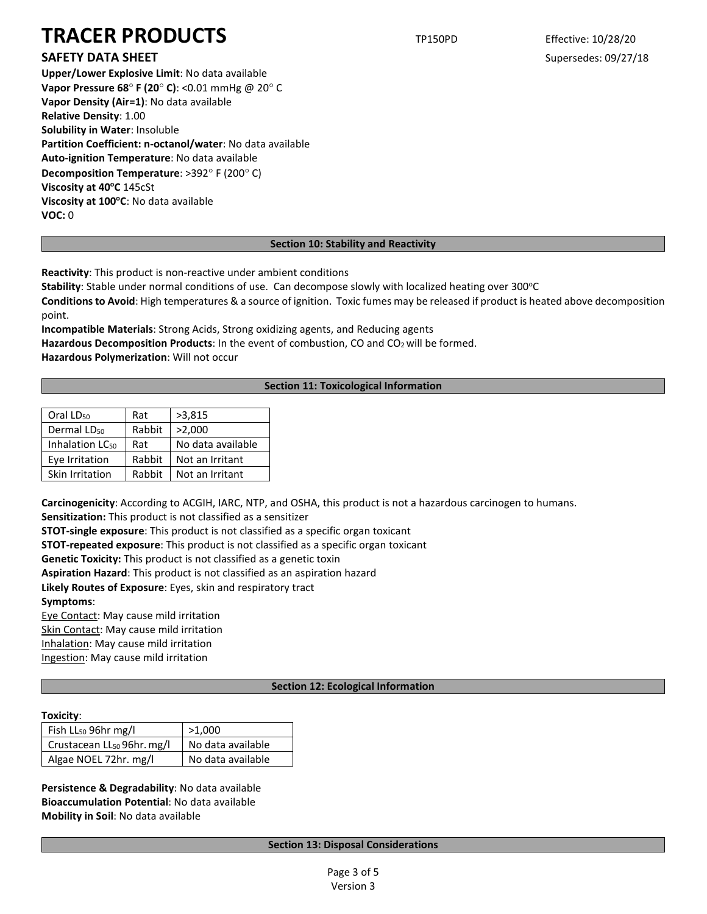**Upper/Lower Explosive Limit**: No data available
**Vapor Pressure 68° F (20° C)**: <0.01 mmHg @ 20° C
**Vapor Density (Air=1)**: No data available
**Relative Density**: 1.00
**Solubility in Water**: Insoluble
**Partition Coefficient: n-octanol/water**: No data available
**Auto-ignition Temperature**: No data available
**Decomposition Temperature**: >392° F (200° C)
**Viscosity at 40°C** 145cSt
**Viscosity at 100°C**: No data available
**VOC:** 0

## Section 10: Stability and Reactivity

**Reactivity**: This product is non-reactive under ambient conditions
**Stability**: Stable under normal conditions of use. Can decompose slowly with localized heating over 300°C
**Conditions to Avoid**: High temperatures & a source of ignition. Toxic fumes may be released if product is heated above decomposition point.
**Incompatible Materials**: Strong Acids, Strong oxidizing agents, and Reducing agents
**Hazardous Decomposition Products**: In the event of combustion, CO and $CO_2$ will be formed.
**Hazardous Polymerization**: Will not occur

## Section 11: Toxicological Information

| | | |
|---|---|---|
| Oral $LD_{50}$ | Rat | >3,815 |
| Dermal $LD_{50}$ | Rabbit | >2,000 |
| Inhalation $LC_{50}$ | Rat | No data available |
| Eye Irritation | Rabbit | Not an Irritant |
| Skin Irritation | Rabbit | Not an Irritant |

**Carcinogenicity**: According to ACGIH, IARC, NTP, and OSHA, this product is not a hazardous carcinogen to humans.
**Sensitization:** This product is not classified as a sensitizer
**STOT-single exposure**: This product is not classified as a specific organ toxicant
**STOT-repeated exposure**: This product is not classified as a specific organ toxicant
**Genetic Toxicity:** This product is not classified as a genetic toxin
**Aspiration Hazard**: This product is not classified as an aspiration hazard
**Likely Routes of Exposure**: Eyes, skin and respiratory tract
**Symptoms**:
Eye Contact: May cause mild irritation
Skin Contact: May cause mild irritation
Inhalation: May cause mild irritation
Ingestion: May cause mild irritation

## Section 12: Ecological Information

**Toxicity**:

| | |
|---|---|
| Fish $LL_{50}$ 96hr mg/l | >1,000 |
| Crustacean $LL_{50}$ 96hr. mg/l | No data available |
| Algae NOEL 72hr. mg/l | No data available |

**Persistence & Degradability**: No data available
**Bioaccumulation Potential**: No data available
**Mobility in Soil**: No data available

## Section 13: Disposal Considerations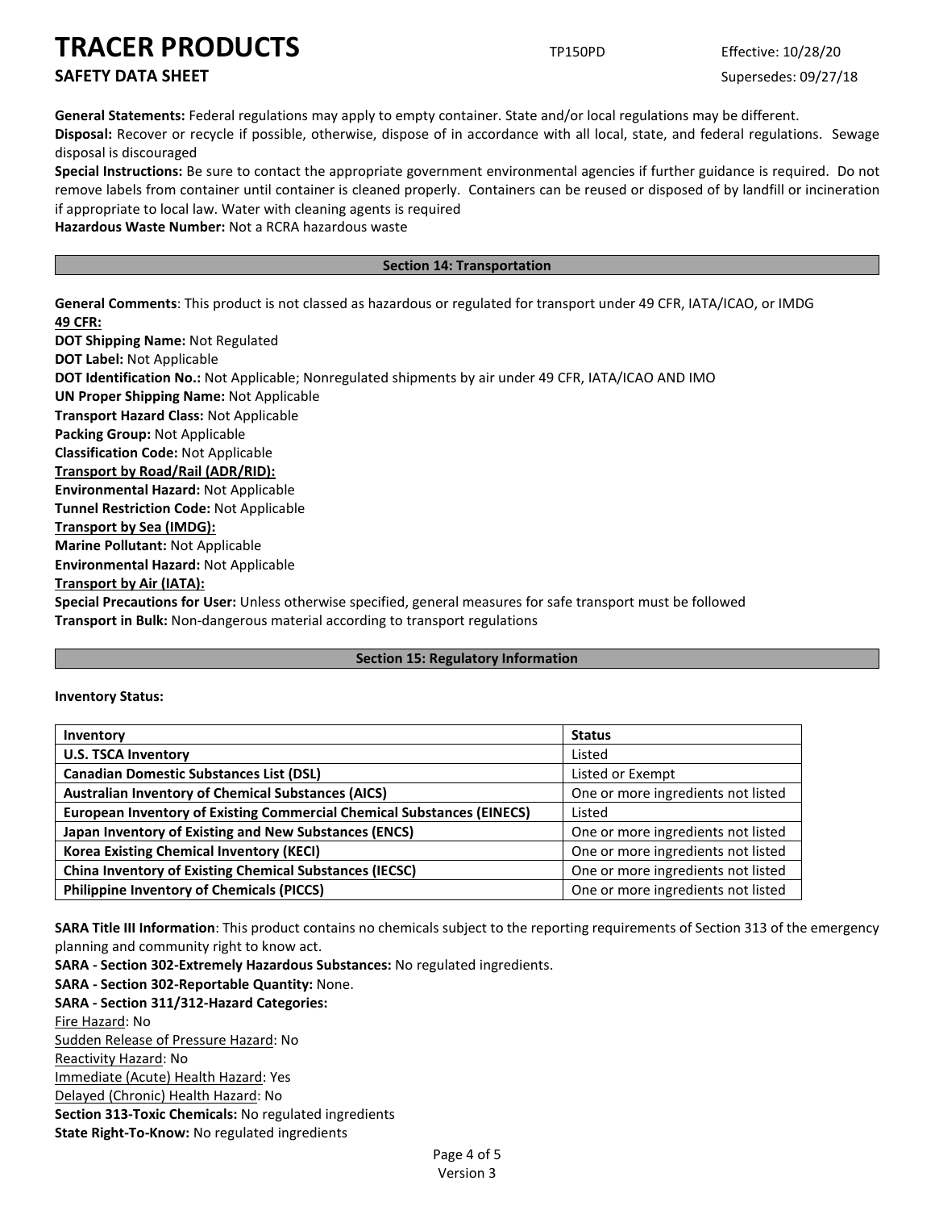**General Statements:** Federal regulations may apply to empty container. State and/or local regulations may be different.
**Disposal:** Recover or recycle if possible, otherwise, dispose of in accordance with all local, state, and federal regulations. Sewage disposal is discouraged
**Special Instructions:** Be sure to contact the appropriate government environmental agencies if further guidance is required. Do not remove labels from container until container is cleaned properly. Containers can be reused or disposed of by landfill or incineration if appropriate to local law. Water with cleaning agents is required
**Hazardous Waste Number:** Not a RCRA hazardous waste

## Section 14: Transportation

**General Comments**: This product is not classed as hazardous or regulated for transport under 49 CFR, IATA/ICAO, or IMDG
**49 CFR:**
**DOT Shipping Name:** Not Regulated
**DOT Label:** Not Applicable
**DOT Identification No.:** Not Applicable; Nonregulated shipments by air under 49 CFR, IATA/ICAO AND IMO
**UN Proper Shipping Name:** Not Applicable
**Transport Hazard Class:** Not Applicable
**Packing Group:** Not Applicable
**Classification Code:** Not Applicable
**Transport by Road/Rail (ADR/RID):**
**Environmental Hazard:** Not Applicable
**Tunnel Restriction Code:** Not Applicable
**Transport by Sea (IMDG):**
**Marine Pollutant:** Not Applicable
**Environmental Hazard:** Not Applicable
**Transport by Air (IATA):**
**Special Precautions for User:** Unless otherwise specified, general measures for safe transport must be followed
**Transport in Bulk:** Non-dangerous material according to transport regulations

## Section 15: Regulatory Information

**Inventory Status:**

| Inventory | Status |
|---|---|
| **U.S. TSCA Inventory** | Listed |
| **Canadian Domestic Substances List (DSL)** | Listed or Exempt |
| **Australian Inventory of Chemical Substances (AICS)** | One or more ingredients not listed |
| **European Inventory of Existing Commercial Chemical Substances (EINECS)** | Listed |
| **Japan Inventory of Existing and New Substances (ENCS)** | One or more ingredients not listed |
| **Korea Existing Chemical Inventory (KECI)** | One or more ingredients not listed |
| **China Inventory of Existing Chemical Substances (IECSC)** | One or more ingredients not listed |
| **Philippine Inventory of Chemicals (PICCS)** | One or more ingredients not listed |

**SARA Title III Information**: This product contains no chemicals subject to the reporting requirements of Section 313 of the emergency planning and community right to know act.
**SARA - Section 302-Extremely Hazardous Substances:** No regulated ingredients.
**SARA - Section 302-Reportable Quantity:** None.
**SARA - Section 311/312-Hazard Categories:**
Fire Hazard: No
Sudden Release of Pressure Hazard: No
Reactivity Hazard: No
Immediate (Acute) Health Hazard: Yes
Delayed (Chronic) Health Hazard: No
**Section 313-Toxic Chemicals:** No regulated ingredients
**State Right-To-Know:** No regulated ingredients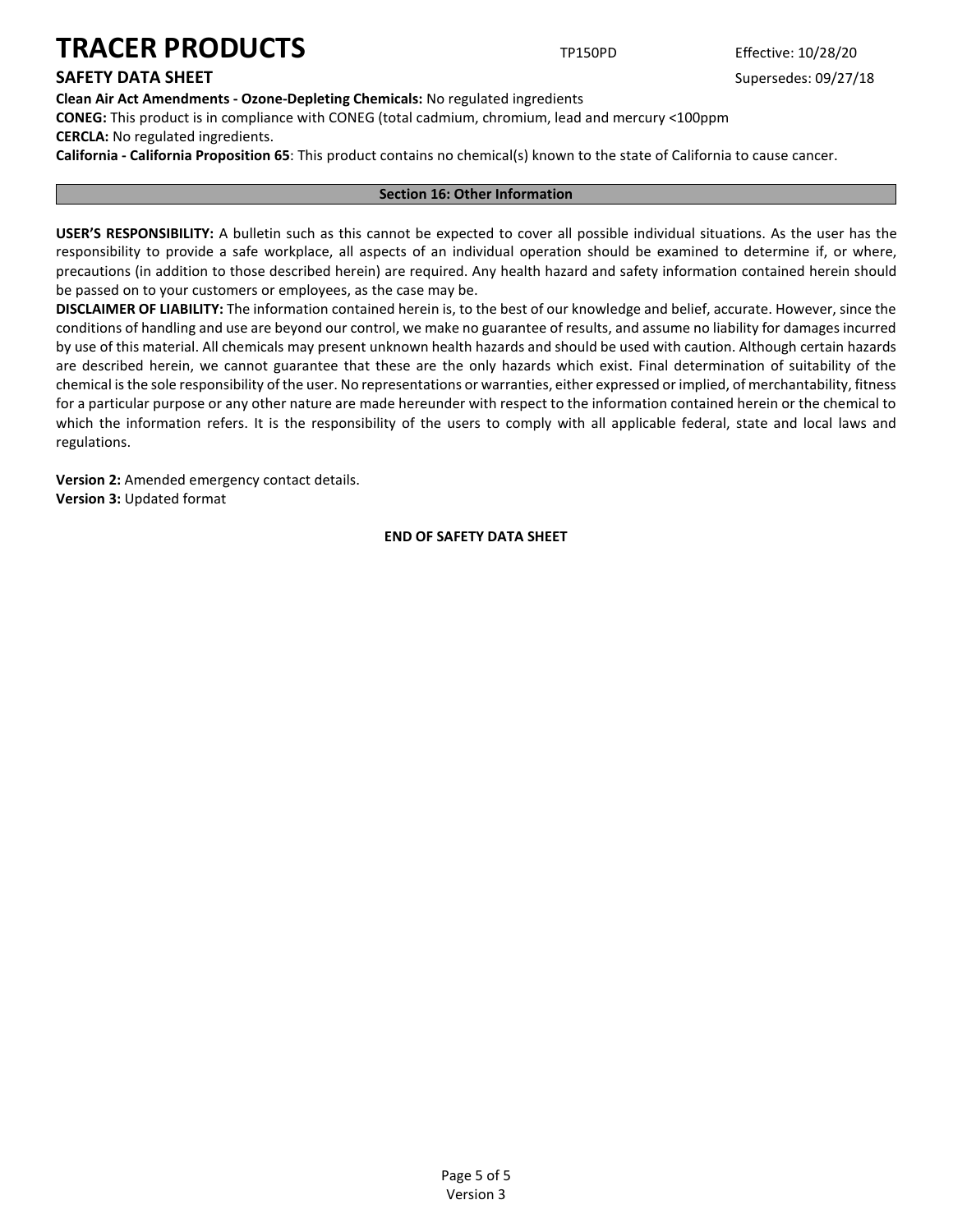**Clean Air Act Amendments - Ozone-Depleting Chemicals:** No regulated ingredients

**CONEG:** This product is in compliance with CONEG (total cadmium, chromium, lead and mercury <100ppm

**CERCLA:** No regulated ingredients.

**California - California Proposition 65**: This product contains no chemical(s) known to the state of California to cause cancer.

## Section 16: Other Information

**USER'S RESPONSIBILITY:** A bulletin such as this cannot be expected to cover all possible individual situations. As the user has the responsibility to provide a safe workplace, all aspects of an individual operation should be examined to determine if, or where, precautions (in addition to those described herein) are required. Any health hazard and safety information contained herein should be passed on to your customers or employees, as the case may be.

**DISCLAIMER OF LIABILITY:** The information contained herein is, to the best of our knowledge and belief, accurate. However, since the conditions of handling and use are beyond our control, we make no guarantee of results, and assume no liability for damages incurred by use of this material. All chemicals may present unknown health hazards and should be used with caution. Although certain hazards are described herein, we cannot guarantee that these are the only hazards which exist. Final determination of suitability of the chemical is the sole responsibility of the user. No representations or warranties, either expressed or implied, of merchantability, fitness for a particular purpose or any other nature are made hereunder with respect to the information contained herein or the chemical to which the information refers. It is the responsibility of the users to comply with all applicable federal, state and local laws and regulations.

**Version 2:** Amended emergency contact details.
**Version 3:** Updated format

**END OF SAFETY DATA SHEET**